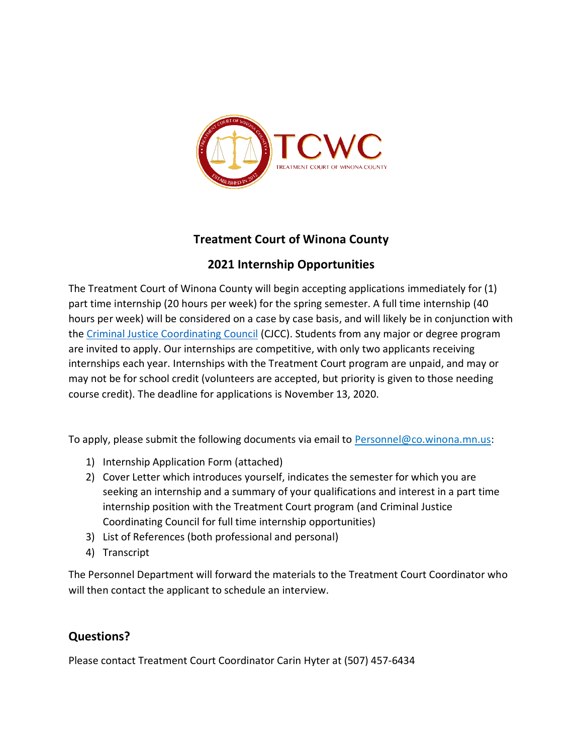# Treatment Court of Winona County

## 2021 Internship Opportunities

The Treatment Court of Winona County will begin accepting applications immediately for (1) part time internship (20 hours per week) for the spring semester. A full time internship (40 hours per week) will be considered on a case by case basis, and will likely be in conjunction with the [Criminal Justice Coordinating Council](#) (CJCC). Students from any major or degree program are invited to apply. Our internships are competitive, with only two applicants receiving internships each year. Internships with the Treatment Court program are unpaid, and may or may not be for school credit (volunteers are accepted, but priority is given to those needing course credit). The deadline for applications is November 13, 2020.

To apply, please submit the following documents via email to Personnel@co.winona.mn.us:

1) Internship Application Form (attached)
2) Cover Letter which introduces yourself, indicates the semester for which you are seeking an internship and a summary of your qualifications and interest in a part time internship position with the Treatment Court program (and Criminal Justice Coordinating Council for full time internship opportunities)
3) List of References (both professional and personal)
4) Transcript

The Personnel Department will forward the materials to the Treatment Court Coordinator who will then contact the applicant to schedule an interview.

## Questions?

Please contact Treatment Court Coordinator Carin Hyter at (507) 457-6434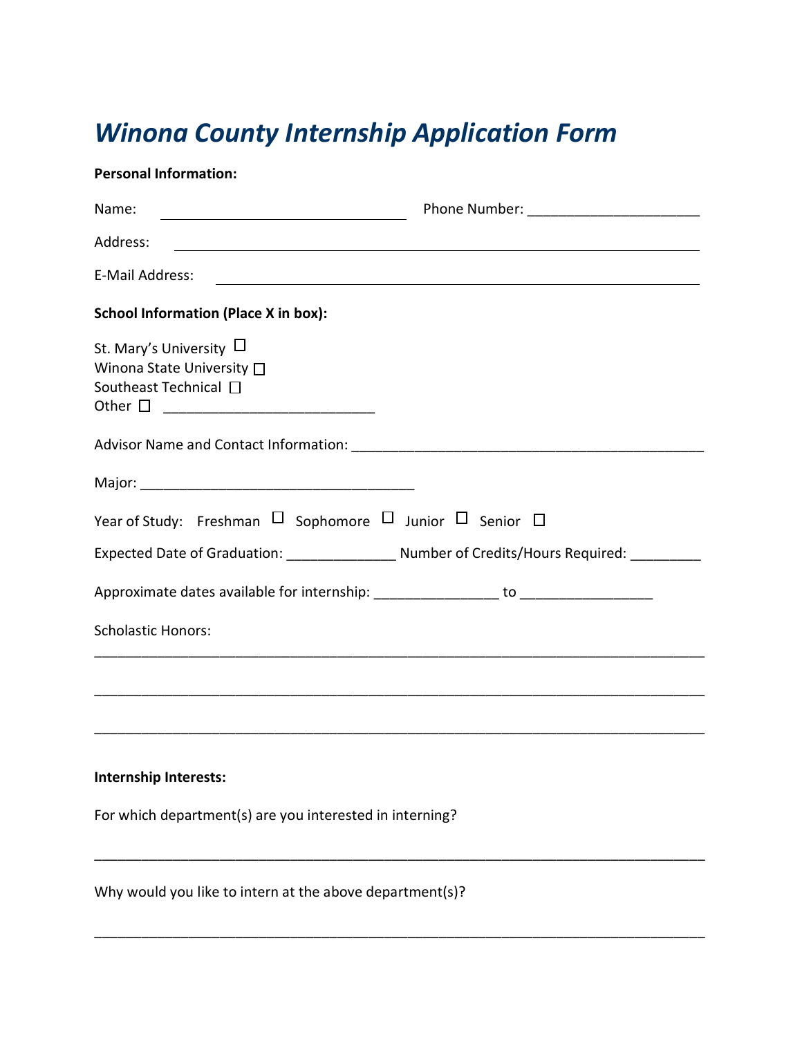# *Winona County Internship Application Form*

**Personal Information:**

Name: ________________________________ Phone Number: ______________________

Address: ______________________________________________________________________

E-Mail Address: _________________________________________________________________

**School Information (Place X in box):**

St. Mary's University ☐
Winona State University ☐
Southeast Technical ☐
Other ☐ ___________________________

Advisor Name and Contact Information: ____________________________________________

Major: ___________________________________

Year of Study: Freshman ☐ Sophomore ☐ Junior ☐ Senior ☐

Expected Date of Graduation: ______________ Number of Credits/Hours Required: _________

Approximate dates available for internship: ________________ to _________________

Scholastic Honors:

_____________________________________________________________________________

_____________________________________________________________________________

_____________________________________________________________________________

**Internship Interests:**

For which department(s) are you interested in interning?

_____________________________________________________________________________

Why would you like to intern at the above department(s)?

_____________________________________________________________________________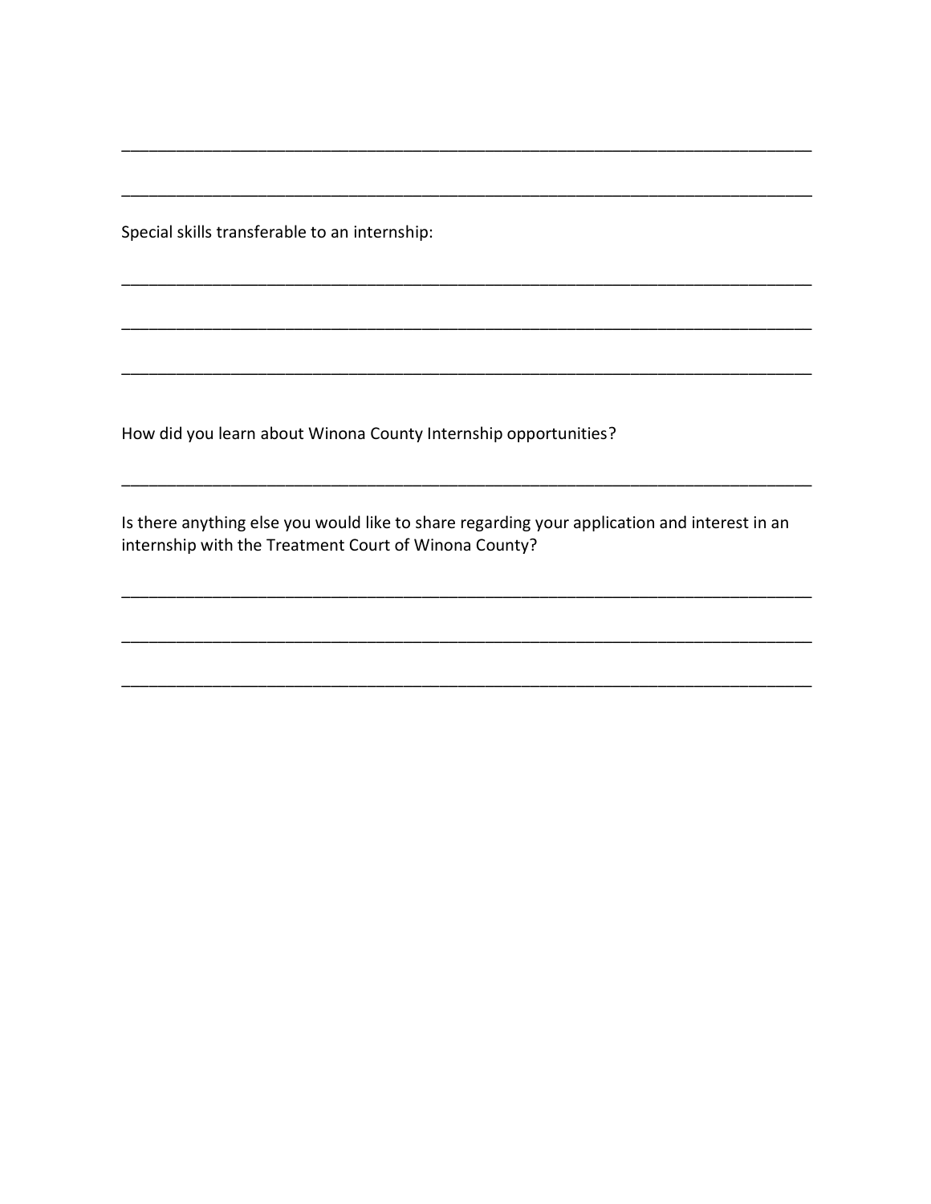\_\_\_\_\_\_\_\_\_\_\_\_\_\_\_\_\_\_\_\_\_\_\_\_\_\_\_\_\_\_\_\_\_\_\_\_\_\_\_\_\_\_\_\_\_\_\_\_\_\_\_\_\_\_\_\_\_\_\_\_\_\_\_\_\_\_\_\_\_\_\_\_\_\_

\_\_\_\_\_\_\_\_\_\_\_\_\_\_\_\_\_\_\_\_\_\_\_\_\_\_\_\_\_\_\_\_\_\_\_\_\_\_\_\_\_\_\_\_\_\_\_\_\_\_\_\_\_\_\_\_\_\_\_\_\_\_\_\_\_\_\_\_\_\_\_\_\_\_

Special skills transferable to an internship:

\_\_\_\_\_\_\_\_\_\_\_\_\_\_\_\_\_\_\_\_\_\_\_\_\_\_\_\_\_\_\_\_\_\_\_\_\_\_\_\_\_\_\_\_\_\_\_\_\_\_\_\_\_\_\_\_\_\_\_\_\_\_\_\_\_\_\_\_\_\_\_\_\_\_

\_\_\_\_\_\_\_\_\_\_\_\_\_\_\_\_\_\_\_\_\_\_\_\_\_\_\_\_\_\_\_\_\_\_\_\_\_\_\_\_\_\_\_\_\_\_\_\_\_\_\_\_\_\_\_\_\_\_\_\_\_\_\_\_\_\_\_\_\_\_\_\_\_\_

\_\_\_\_\_\_\_\_\_\_\_\_\_\_\_\_\_\_\_\_\_\_\_\_\_\_\_\_\_\_\_\_\_\_\_\_\_\_\_\_\_\_\_\_\_\_\_\_\_\_\_\_\_\_\_\_\_\_\_\_\_\_\_\_\_\_\_\_\_\_\_\_\_\_

How did you learn about Winona County Internship opportunities?

\_\_\_\_\_\_\_\_\_\_\_\_\_\_\_\_\_\_\_\_\_\_\_\_\_\_\_\_\_\_\_\_\_\_\_\_\_\_\_\_\_\_\_\_\_\_\_\_\_\_\_\_\_\_\_\_\_\_\_\_\_\_\_\_\_\_\_\_\_\_\_\_\_\_

Is there anything else you would like to share regarding your application and interest in an internship with the Treatment Court of Winona County?

\_\_\_\_\_\_\_\_\_\_\_\_\_\_\_\_\_\_\_\_\_\_\_\_\_\_\_\_\_\_\_\_\_\_\_\_\_\_\_\_\_\_\_\_\_\_\_\_\_\_\_\_\_\_\_\_\_\_\_\_\_\_\_\_\_\_\_\_\_\_\_\_\_\_

\_\_\_\_\_\_\_\_\_\_\_\_\_\_\_\_\_\_\_\_\_\_\_\_\_\_\_\_\_\_\_\_\_\_\_\_\_\_\_\_\_\_\_\_\_\_\_\_\_\_\_\_\_\_\_\_\_\_\_\_\_\_\_\_\_\_\_\_\_\_\_\_\_\_

\_\_\_\_\_\_\_\_\_\_\_\_\_\_\_\_\_\_\_\_\_\_\_\_\_\_\_\_\_\_\_\_\_\_\_\_\_\_\_\_\_\_\_\_\_\_\_\_\_\_\_\_\_\_\_\_\_\_\_\_\_\_\_\_\_\_\_\_\_\_\_\_\_\_